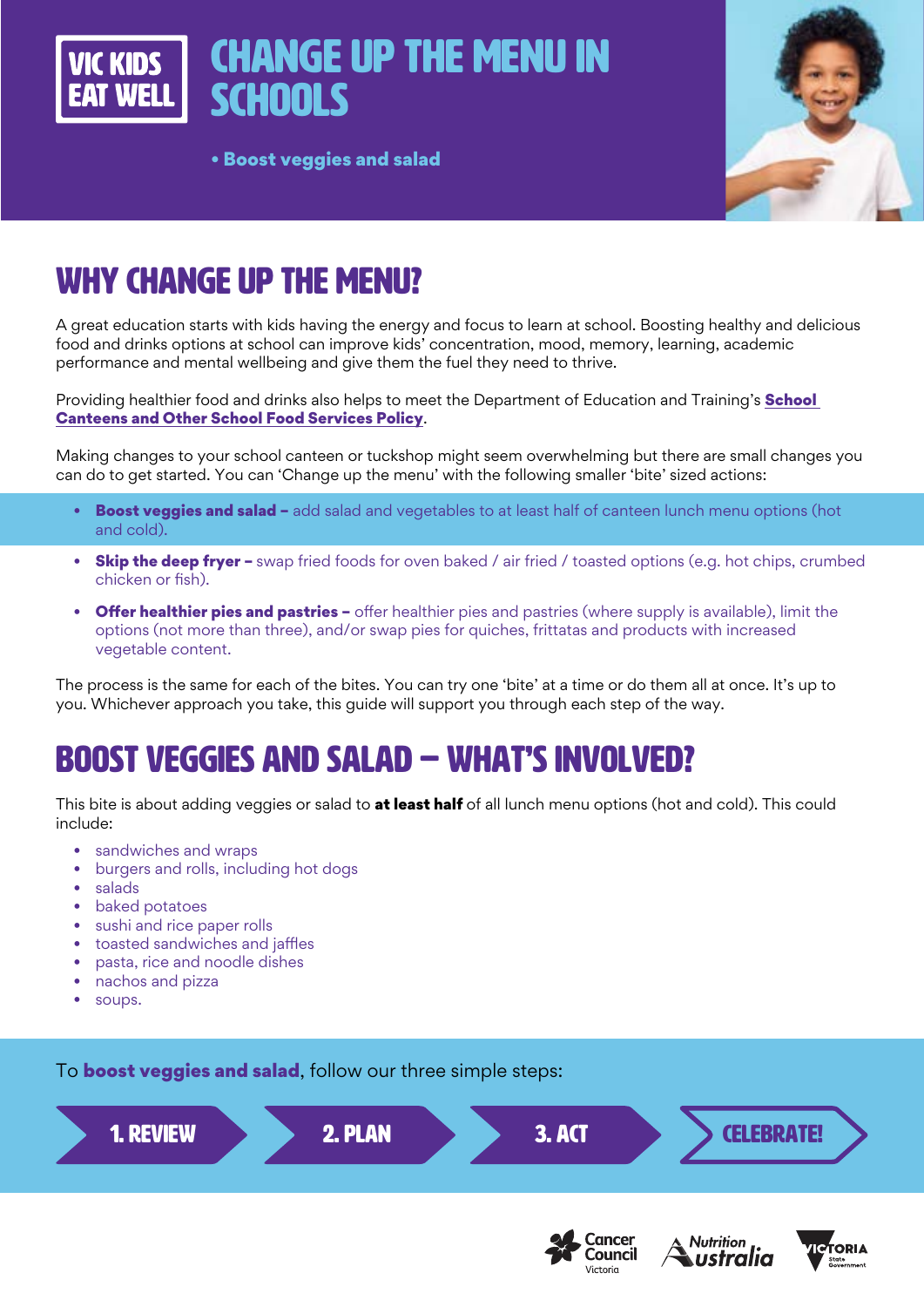VIC KIDS EAT WELL

# CHANGE UP THE MENU IN SCHOOLS

• **Boost veggies and salad**

## WHY CHANGE UP THE MENU?

A great education starts with kids having the energy and focus to learn at school. Boosting healthy and delicious food and drinks options at school can improve kids' concentration, mood, memory, learning, academic performance and mental wellbeing and give them the fuel they need to thrive.

Providing healthier food and drinks also helps to meet the Department of Education and Training's **School Canteens and Other School Food Services Policy**.

Making changes to your school canteen or tuckshop might seem overwhelming but there are small changes you can do to get started. You can 'Change up the menu' with the following smaller 'bite' sized actions:

- **Boost veggies and salad –** add salad and vegetables to at least half of canteen lunch menu options (hot and cold).
- **Skip the deep fryer –** swap fried foods for oven baked / air fried / toasted options (e.g. hot chips, crumbed chicken or fish).
- **Offer healthier pies and pastries –** offer healthier pies and pastries (where supply is available), limit the options (not more than three), and/or swap pies for quiches, frittatas and products with increased vegetable content.

The process is the same for each of the bites. You can try one 'bite' at a time or do them all at once. It's up to you. Whichever approach you take, this guide will support you through each step of the way.

## BOOST VEGGIES AND SALAD – WHAT'S INVOLVED?

This bite is about adding veggies or salad to **at least half** of all lunch menu options (hot and cold). This could include:

- sandwiches and wraps
- burgers and rolls, including hot dogs
- salads
- baked potatoes
- sushi and rice paper rolls
- toasted sandwiches and jaffles
- pasta, rice and noodle dishes
- nachos and pizza
- soups.

To **boost veggies and salad**, follow our three simple steps:

**1. REVIEW** → **2. PLAN** → **3. ACT** → **CELEBRATE!**

Cancer Council Victoria | Nutrition Australia | Victoria State Government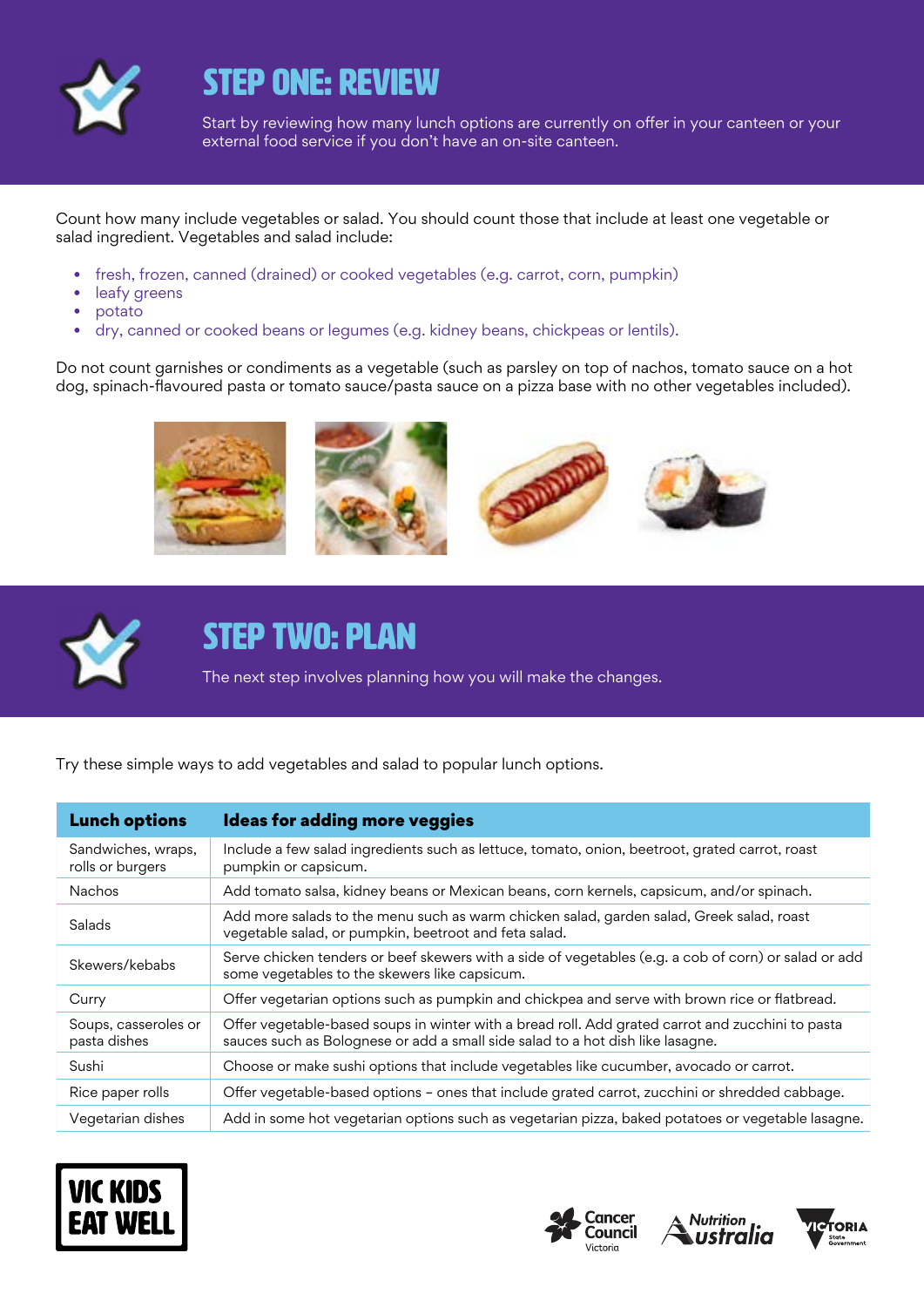## STEP ONE: REVIEW

Start by reviewing how many lunch options are currently on offer in your canteen or your external food service if you don't have an on-site canteen.

Count how many include vegetables or salad. You should count those that include at least one vegetable or salad ingredient. Vegetables and salad include:

- fresh, frozen, canned (drained) or cooked vegetables (e.g. carrot, corn, pumpkin)
- leafy greens
- potato
- dry, canned or cooked beans or legumes (e.g. kidney beans, chickpeas or lentils).

Do not count garnishes or condiments as a vegetable (such as parsley on top of nachos, tomato sauce on a hot dog, spinach-flavoured pasta or tomato sauce/pasta sauce on a pizza base with no other vegetables included).

## STEP TWO: PLAN

The next step involves planning how you will make the changes.

Try these simple ways to add vegetables and salad to popular lunch options.

| Lunch options | Ideas for adding more veggies |
|---|---|
| Sandwiches, wraps, rolls or burgers | Include a few salad ingredients such as lettuce, tomato, onion, beetroot, grated carrot, roast pumpkin or capsicum. |
| Nachos | Add tomato salsa, kidney beans or Mexican beans, corn kernels, capsicum, and/or spinach. |
| Salads | Add more salads to the menu such as warm chicken salad, garden salad, Greek salad, roast vegetable salad, or pumpkin, beetroot and feta salad. |
| Skewers/kebabs | Serve chicken tenders or beef skewers with a side of vegetables (e.g. a cob of corn) or salad or add some vegetables to the skewers like capsicum. |
| Curry | Offer vegetarian options such as pumpkin and chickpea and serve with brown rice or flatbread. |
| Soups, casseroles or pasta dishes | Offer vegetable-based soups in winter with a bread roll. Add grated carrot and zucchini to pasta sauces such as Bolognese or add a small side salad to a hot dish like lasagne. |
| Sushi | Choose or make sushi options that include vegetables like cucumber, avocado or carrot. |
| Rice paper rolls | Offer vegetable-based options – ones that include grated carrot, zucchini or shredded cabbage. |
| Vegetarian dishes | Add in some hot vegetarian options such as vegetarian pizza, baked potatoes or vegetable lasagne. |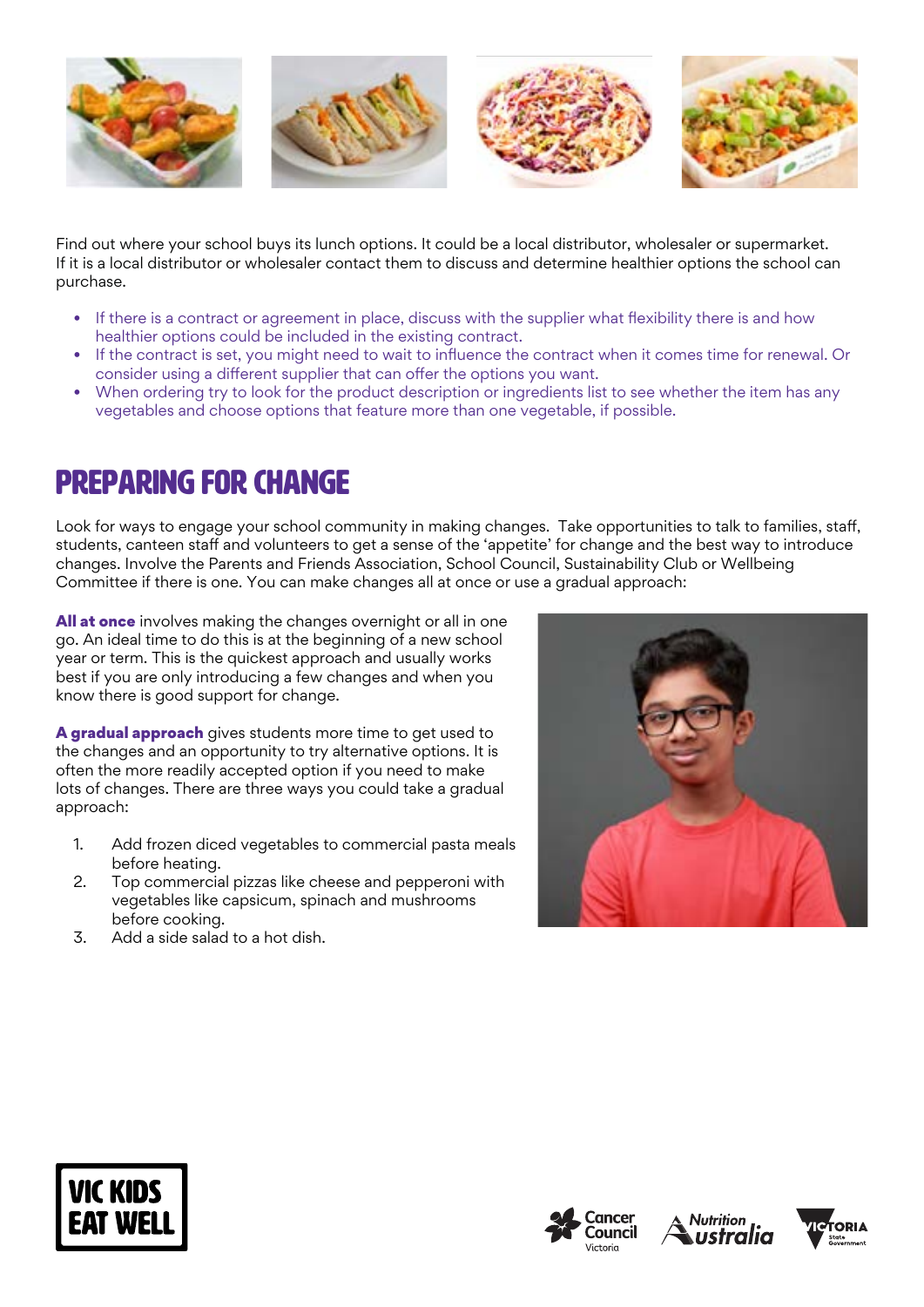Find out where your school buys its lunch options. It could be a local distributor, wholesaler or supermarket. If it is a local distributor or wholesaler contact them to discuss and determine healthier options the school can purchase.

- If there is a contract or agreement in place, discuss with the supplier what flexibility there is and how healthier options could be included in the existing contract.
- If the contract is set, you might need to wait to influence the contract when it comes time for renewal. Or consider using a different supplier that can offer the options you want.
- When ordering try to look for the product description or ingredients list to see whether the item has any vegetables and choose options that feature more than one vegetable, if possible.

# PREPARING FOR CHANGE

Look for ways to engage your school community in making changes. Take opportunities to talk to families, staff, students, canteen staff and volunteers to get a sense of the 'appetite' for change and the best way to introduce changes. Involve the Parents and Friends Association, School Council, Sustainability Club or Wellbeing Committee if there is one. You can make changes all at once or use a gradual approach:

**All at once** involves making the changes overnight or all in one go. An ideal time to do this is at the beginning of a new school year or term. This is the quickest approach and usually works best if you are only introducing a few changes and when you know there is good support for change.

**A gradual approach** gives students more time to get used to the changes and an opportunity to try alternative options. It is often the more readily accepted option if you need to make lots of changes. There are three ways you could take a gradual approach:

1. Add frozen diced vegetables to commercial pasta meals before heating.
2. Top commercial pizzas like cheese and pepperoni with vegetables like capsicum, spinach and mushrooms before cooking.
3. Add a side salad to a hot dish.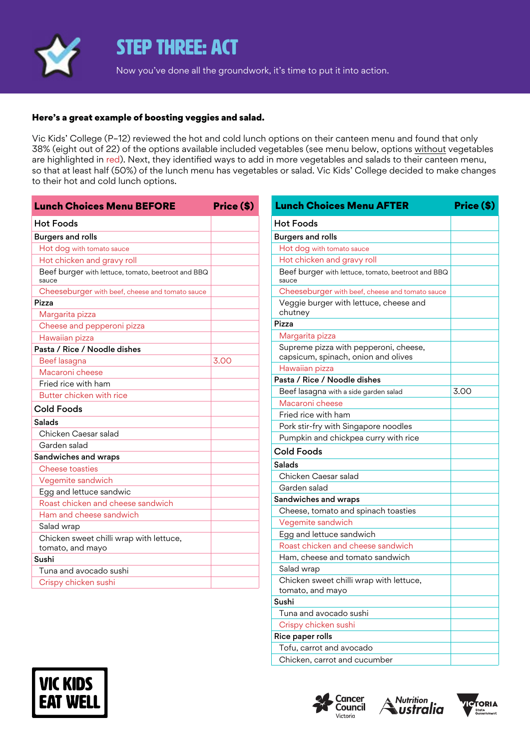# STEP THREE: ACT

Now you've done all the groundwork, it's time to put it into action.

**Here's a great example of boosting veggies and salad.**

Vic Kids' College (P–12) reviewed the hot and cold lunch options on their canteen menu and found that only 38% (eight out of 22) of the options available included vegetables (see menu below, options without vegetables are highlighted in red). Next, they identified ways to add in more vegetables and salads to their canteen menu, so that at least half (50%) of the lunch menu has vegetables or salad. Vic Kids' College decided to make changes to their hot and cold lunch options.

| Lunch Choices Menu BEFORE | Price ($) |
|---|---|
| Hot Foods | |
| Burgers and rolls | |
| Hot dog with tomato sauce | |
| Hot chicken and gravy roll | |
| Beef burger with lettuce, tomato, beetroot and BBQ sauce | |
| Cheeseburger with beef, cheese and tomato sauce | |
| Pizza | |
| Margarita pizza | |
| Cheese and pepperoni pizza | |
| Hawaiian pizza | |
| Pasta / Rice / Noodle dishes | |
| Beef lasagna | 3.00 |
| Macaroni cheese | |
| Fried rice with ham | |
| Butter chicken with rice | |
| Cold Foods | |
| Salads | |
| Chicken Caesar salad | |
| Garden salad | |
| Sandwiches and wraps | |
| Cheese toasties | |
| Vegemite sandwich | |
| Egg and lettuce sandwic | |
| Roast chicken and cheese sandwich | |
| Ham and cheese sandwich | |
| Salad wrap | |
| Chicken sweet chilli wrap with lettuce, tomato, and mayo | |
| Sushi | |
| Tuna and avocado sushi | |
| Crispy chicken sushi | |

| Lunch Choices Menu AFTER | Price ($) |
|---|---|
| Hot Foods | |
| Burgers and rolls | |
| Hot dog with tomato sauce | |
| Hot chicken and gravy roll | |
| Beef burger with lettuce, tomato, beetroot and BBQ sauce | |
| Cheeseburger with beef, cheese and tomato sauce | |
| Veggie burger with lettuce, cheese and chutney | |
| Pizza | |
| Margarita pizza | |
| Supreme pizza with pepperoni, cheese, capsicum, spinach, onion and olives | |
| Hawaiian pizza | |
| Pasta / Rice / Noodle dishes | |
| Beef lasagna with a side garden salad | 3.00 |
| Macaroni cheese | |
| Fried rice with ham | |
| Pork stir-fry with Singapore noodles | |
| Pumpkin and chickpea curry with rice | |
| Cold Foods | |
| Salads | |
| Chicken Caesar salad | |
| Garden salad | |
| Sandwiches and wraps | |
| Cheese, tomato and spinach toasties | |
| Vegemite sandwich | |
| Egg and lettuce sandwich | |
| Roast chicken and cheese sandwich | |
| Ham, cheese and tomato sandwich | |
| Salad wrap | |
| Chicken sweet chilli wrap with lettuce, tomato, and mayo | |
| Sushi | |
| Tuna and avocado sushi | |
| Crispy chicken sushi | |
| Rice paper rolls | |
| Tofu, carrot and avocado | |
| Chicken, carrot and cucumber | |

VIC KIDS EAT WELL

Cancer Council Victoria · Nutrition Australia · Victoria State Government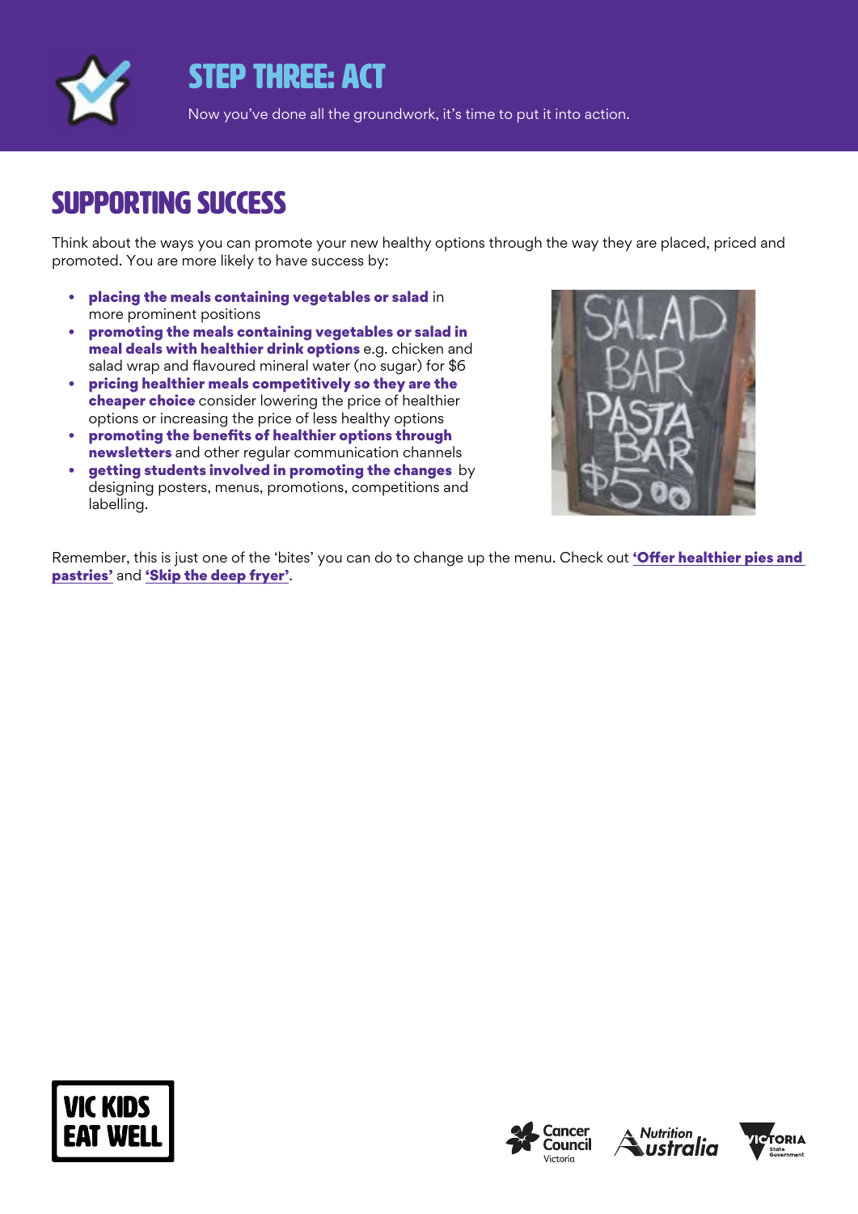# STEP THREE: ACT

Now you've done all the groundwork, it's time to put it into action.

## SUPPORTING SUCCESS

Think about the ways you can promote your new healthy options through the way they are placed, priced and promoted. You are more likely to have success by:

- **placing the meals containing vegetables or salad** in more prominent positions
- **promoting the meals containing vegetables or salad in meal deals with healthier drink options** e.g. chicken and salad wrap and flavoured mineral water (no sugar) for $6
- **pricing healthier meals competitively so they are the cheaper choice** consider lowering the price of healthier options or increasing the price of less healthy options
- **promoting the benefits of healthier options through newsletters** and other regular communication channels
- **getting students involved in promoting the changes** by designing posters, menus, promotions, competitions and labelling.

Remember, this is just one of the 'bites' you can do to change up the menu. Check out **'Offer healthier pies and pastries'** and **'Skip the deep fryer'**.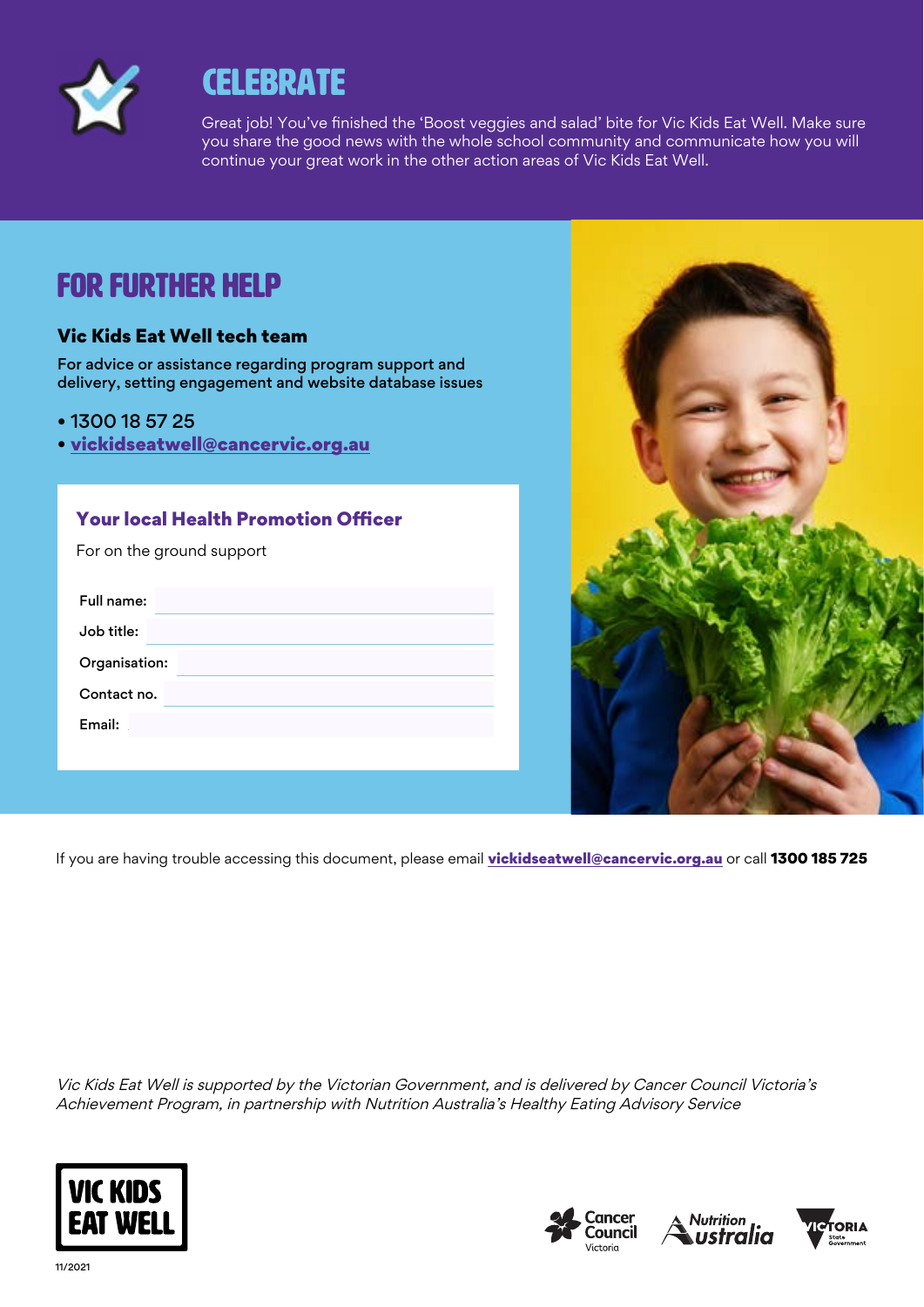## CELEBRATE

Great job! You've finished the 'Boost veggies and salad' bite for Vic Kids Eat Well. Make sure you share the good news with the whole school community and communicate how you will continue your great work in the other action areas of Vic Kids Eat Well.

## FOR FURTHER HELP

### Vic Kids Eat Well tech team

For advice or assistance regarding program support and delivery, setting engagement and website database issues

- 1300 18 57 25
- **vickidseatwell@cancervic.org.au**

### Your local Health Promotion Officer

For on the ground support

Full name:

Job title:

Organisation:

Contact no.

Email:

If you are having trouble accessing this document, please email **vickidseatwell@cancervic.org.au** or call **1300 185 725**

*Vic Kids Eat Well is supported by the Victorian Government, and is delivered by Cancer Council Victoria's Achievement Program, in partnership with Nutrition Australia's Healthy Eating Advisory Service*

VIC KIDS EAT WELL

Cancer Council Victoria | Nutrition Australia | Victoria State Government

11/2021